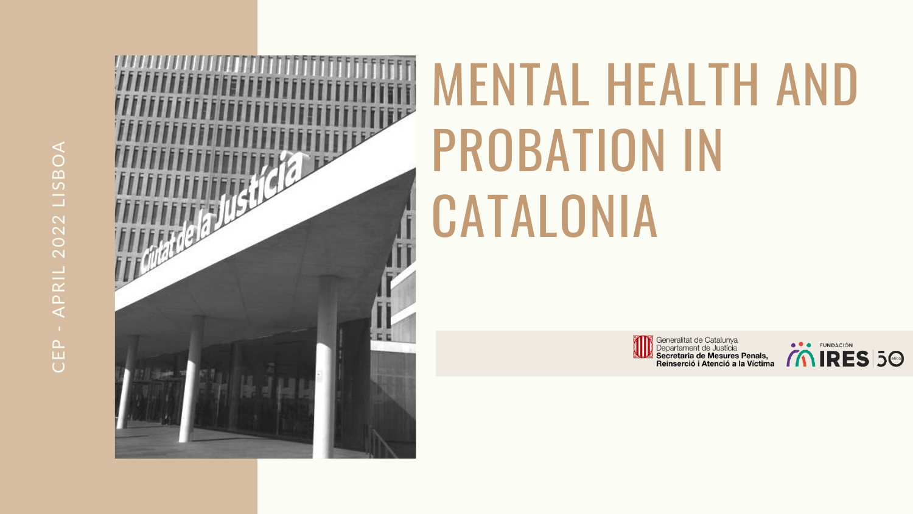CEP - APRIL 2022 LISBOA

# MENTAL HEALTH AND PROBATION IN CATALONIA

Generalitat de Catalunya
Departament de Justícia
**Secretaria de Mesures Penals, Reinserció i Atenció a la Víctima**

FUNDACIÓN IRES 50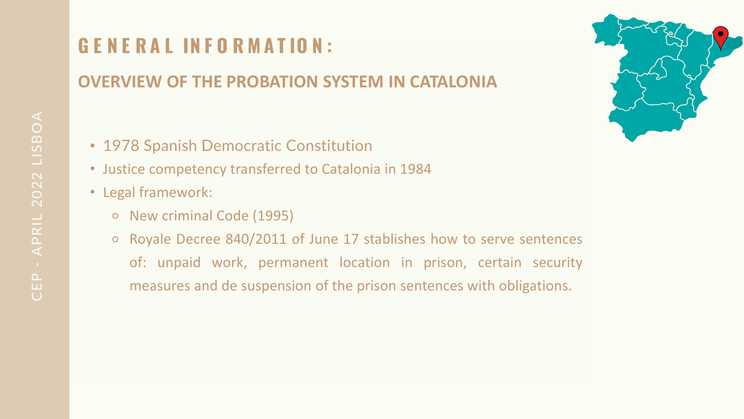# GENERAL INFORMATION:

## OVERVIEW OF THE PROBATION SYSTEM IN CATALONIA

- 1978 Spanish Democratic Constitution
- Justice competency transferred to Catalonia in 1984
- Legal framework:
  - New criminal Code (1995)
  - Royale Decree 840/2011 of June 17 stablishes how to serve sentences of: unpaid work, permanent location in prison, certain security measures and de suspension of the prison sentences with obligations.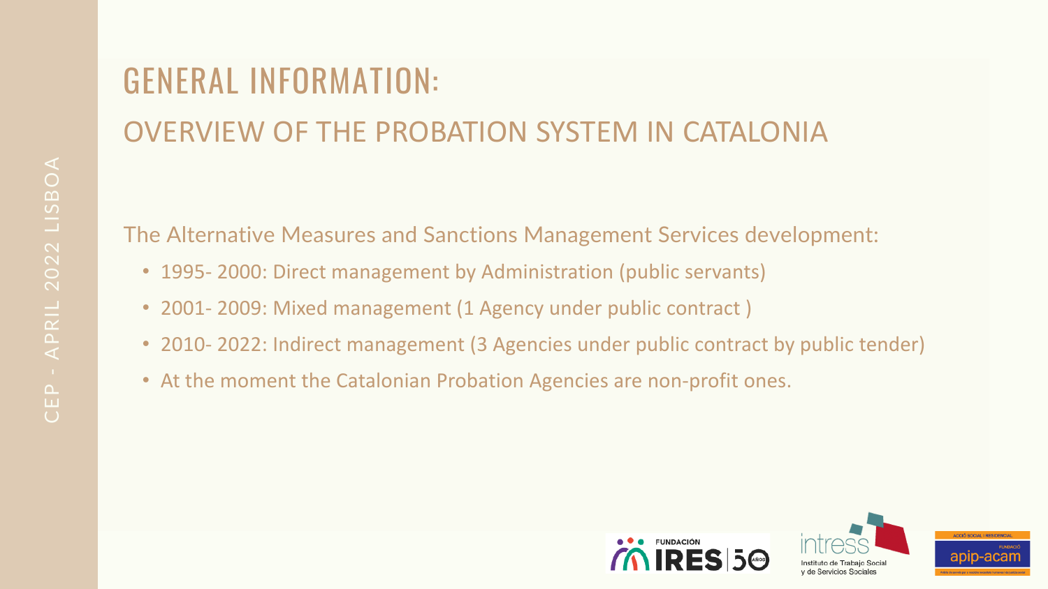# GENERAL INFORMATION:

## OVERVIEW OF THE PROBATION SYSTEM IN CATALONIA

The Alternative Measures and Sanctions Management Services development:

- 1995- 2000: Direct management by Administration (public servants)
- 2001- 2009: Mixed management (1 Agency under public contract )
- 2010- 2022: Indirect management (3 Agencies under public contract by public tender)
- At the moment the Catalonian Probation Agencies are non-profit ones.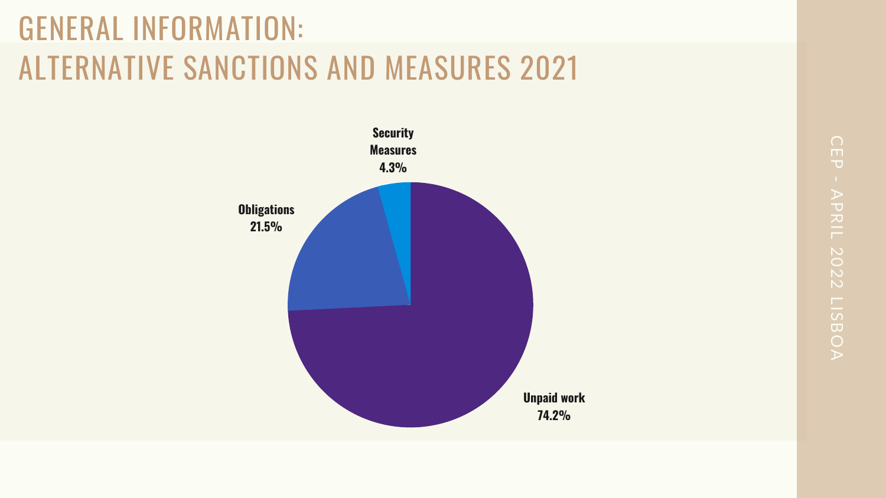# GENERAL INFORMATION: ALTERNATIVE SANCTIONS AND MEASURES 2021

**Security Measures**
**4.3%**

**Obligations**
**21.5%**

**Unpaid work**
**74.2%**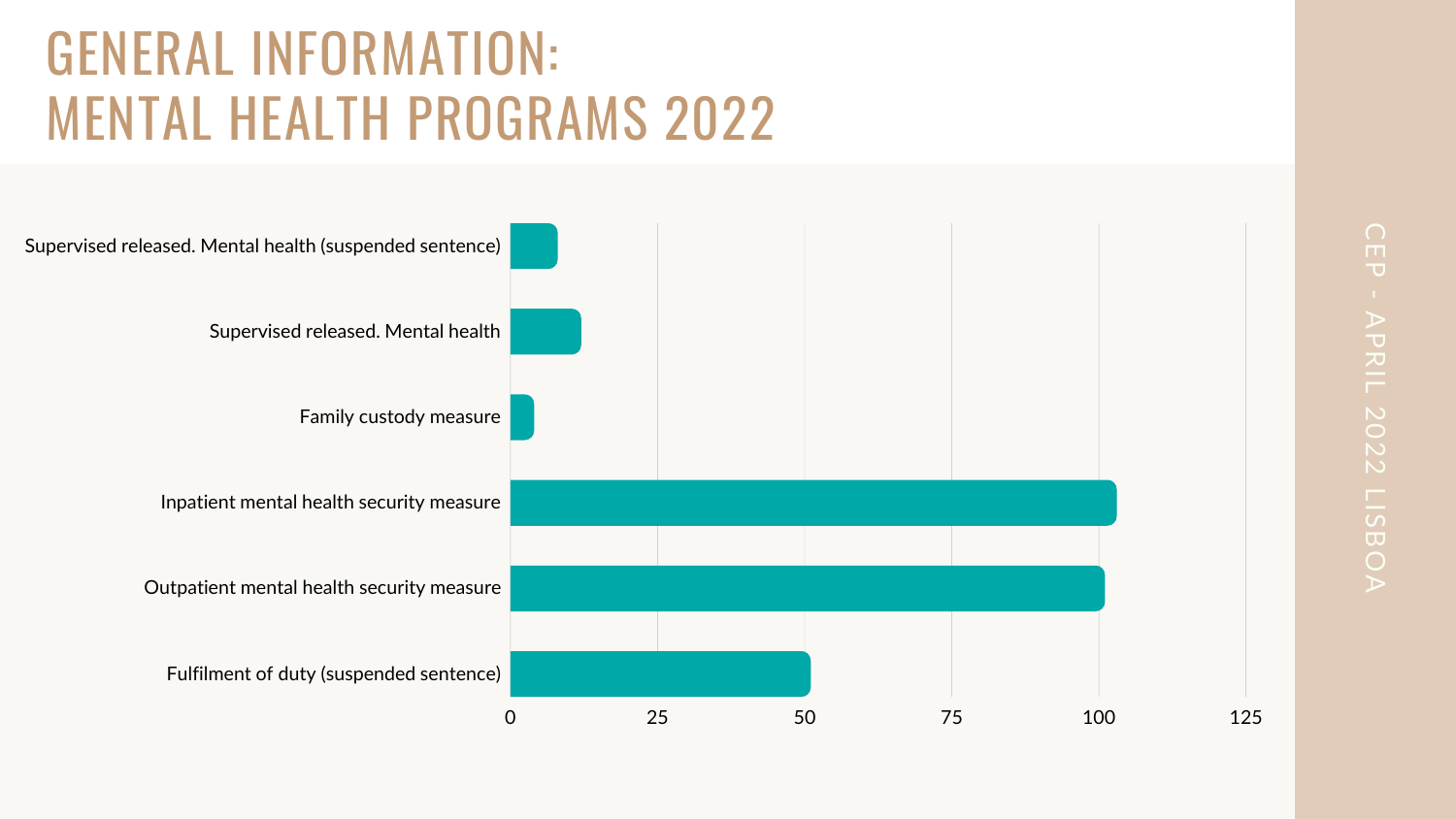# GENERAL INFORMATION: MENTAL HEALTH PROGRAMS 2022

Supervised released. Mental health (suspended sentence)

Supervised released. Mental health

Family custody measure

Inpatient mental health security measure

Outpatient mental health security measure

Fulfilment of duty (suspended sentence)

0 25 50 75 100 125

CEP - APRIL 2022 LISBOA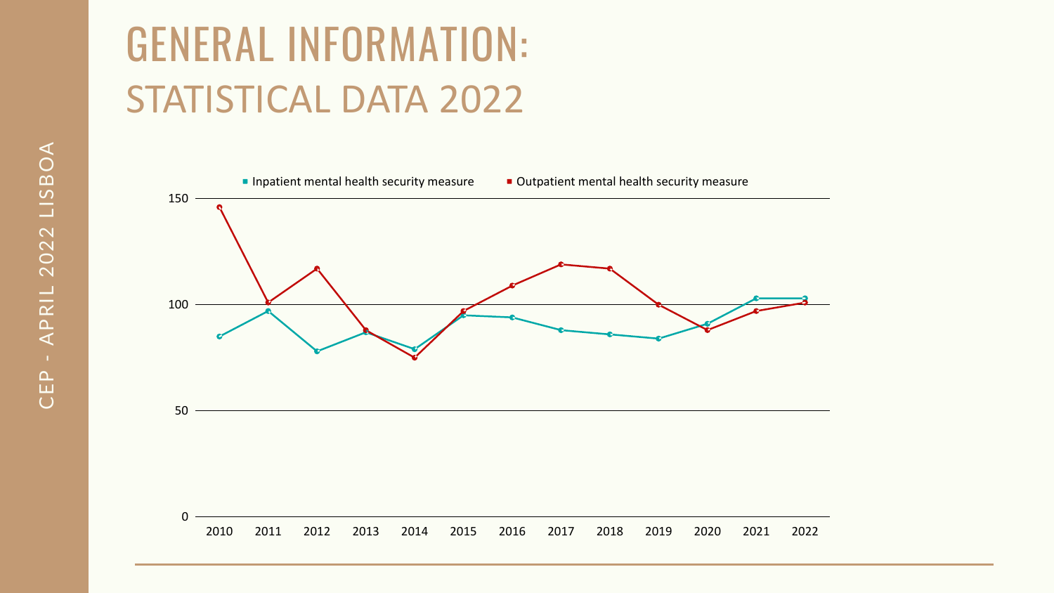# GENERAL INFORMATION:

## STATISTICAL DATA 2022

■ Inpatient mental health security measure ■ Outpatient mental health security measure

150

100

50

0

2010 2011 2012 2013 2014 2015 2016 2017 2018 2019 2020 2021 2022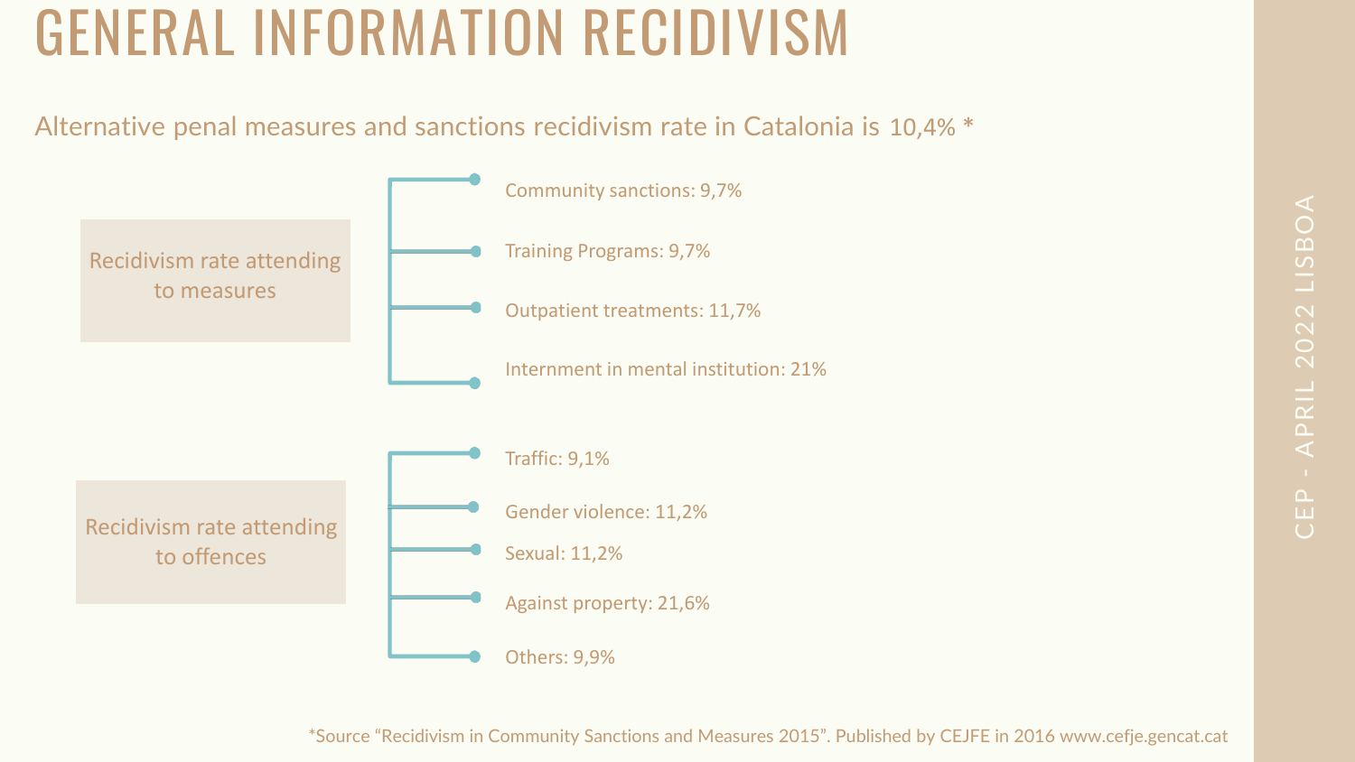# GENERAL INFORMATION RECIDIVISM

Alternative penal measures and sanctions recidivism rate in Catalonia is 10,4% *

**Recidivism rate attending to measures**

- Community sanctions: 9,7%
- Training Programs: 9,7%
- Outpatient treatments: 11,7%
- Internment in mental institution: 21%

**Recidivism rate attending to offences**

- Traffic: 9,1%
- Gender violence: 11,2%
- Sexual: 11,2%
- Against property: 21,6%
- Others: 9,9%

*Source "Recidivism in Community Sanctions and Measures 2015". Published by CEJFE in 2016 www.cefje.gencat.cat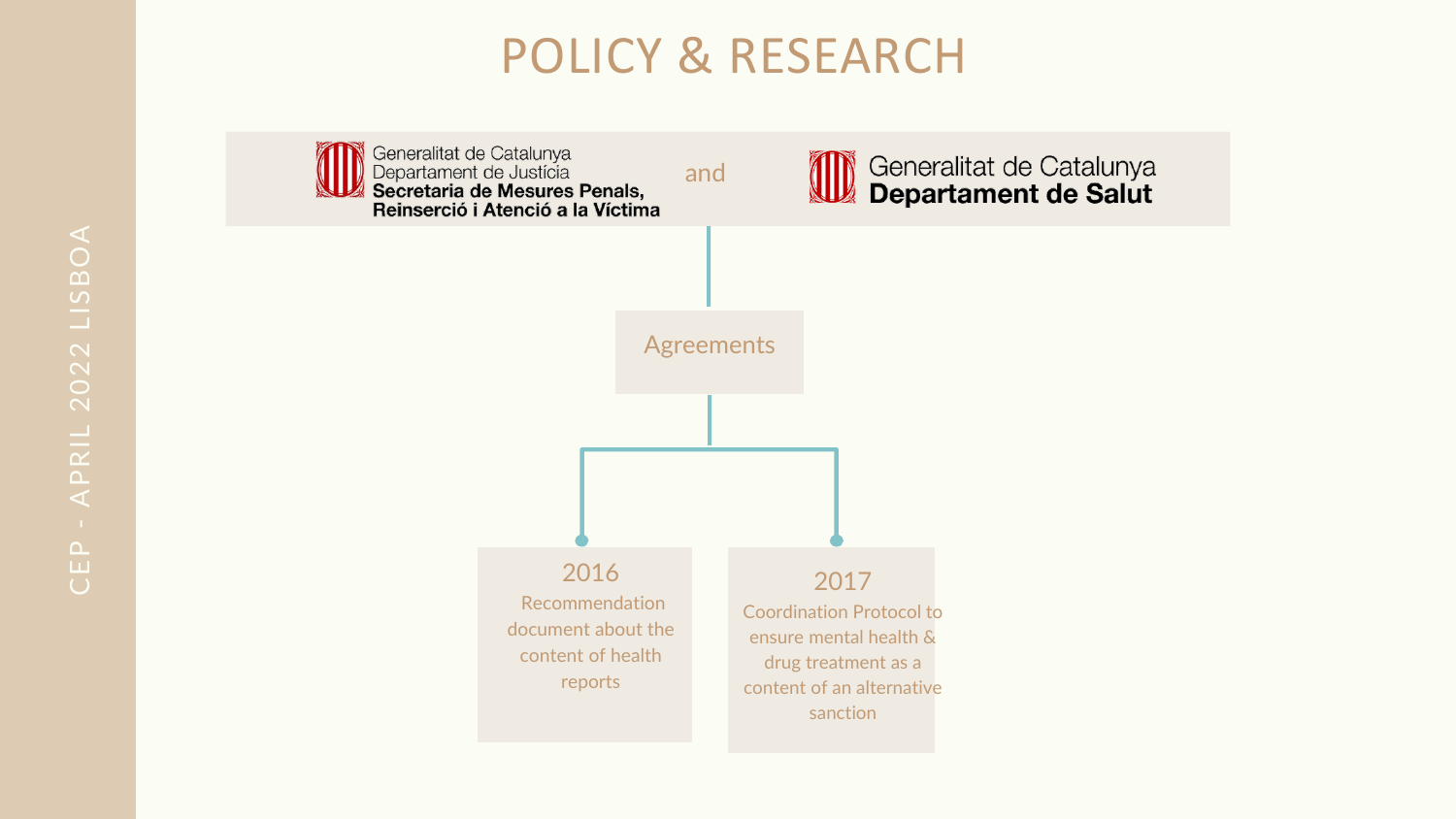# POLICY & RESEARCH

Generalitat de Catalunya
Departament de Justícia
**Secretaria de Mesures Penals, Reinserció i Atenció a la Víctima**

and

Generalitat de Catalunya
**Departament de Salut**

Agreements

**2016**
Recommendation document about the content of health reports

**2017**
Coordination Protocol to ensure mental health & drug treatment as a content of an alternative sanction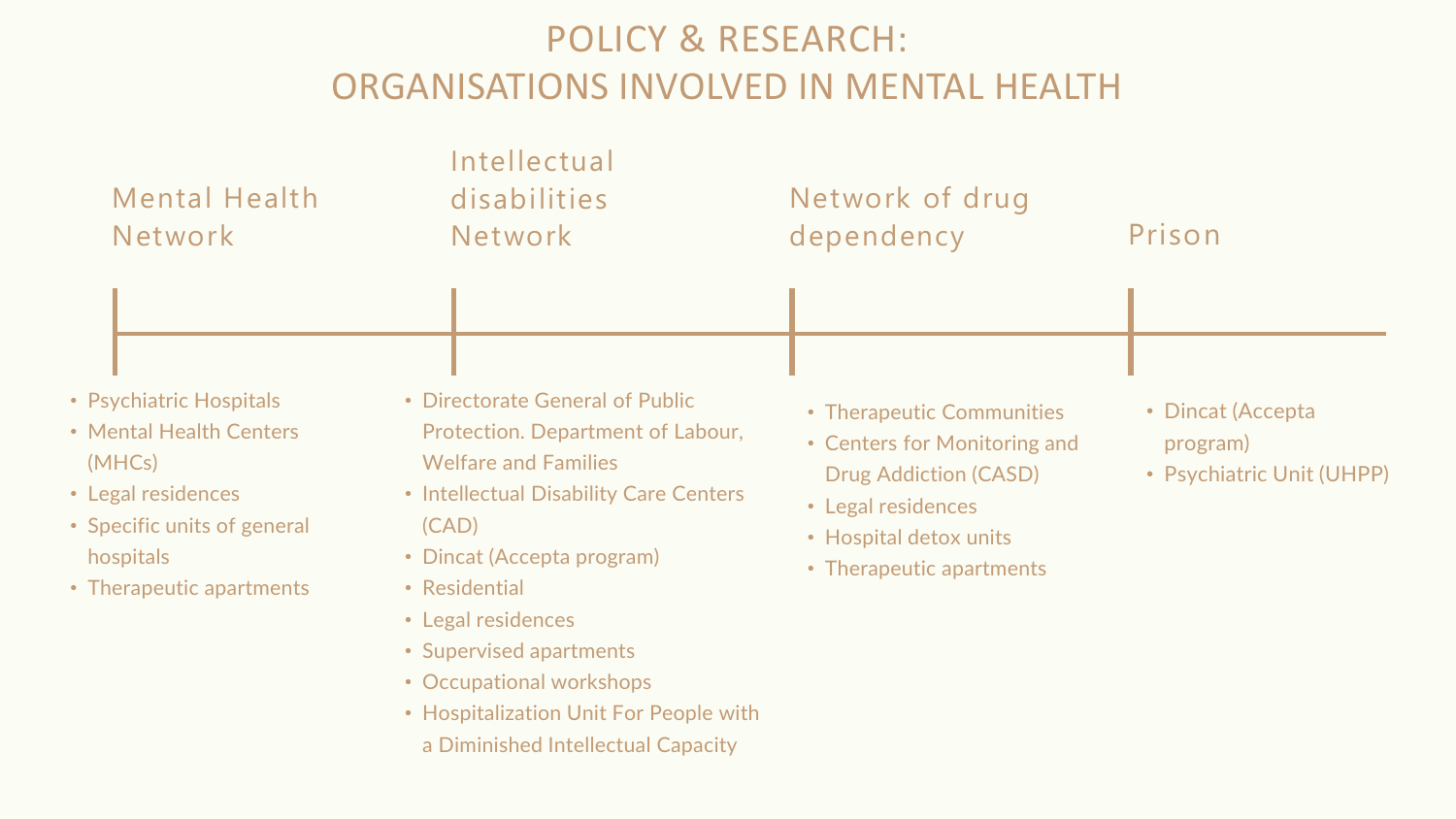# POLICY & RESEARCH: ORGANISATIONS INVOLVED IN MENTAL HEALTH

## Mental Health Network

- Psychiatric Hospitals
- Mental Health Centers (MHCs)
- Legal residences
- Specific units of general hospitals
- Therapeutic apartments

## Intellectual disabilities Network

- Directorate General of Public Protection. Department of Labour, Welfare and Families
- Intellectual Disability Care Centers (CAD)
- Dincat (Accepta program)
- Residential
- Legal residences
- Supervised apartments
- Occupational workshops
- Hospitalization Unit For People with a Diminished Intellectual Capacity

## Network of drug dependency

- Therapeutic Communities
- Centers for Monitoring and Drug Addiction (CASD)
- Legal residences
- Hospital detox units
- Therapeutic apartments

## Prison

- Dincat (Accepta program)
- Psychiatric Unit (UHPP)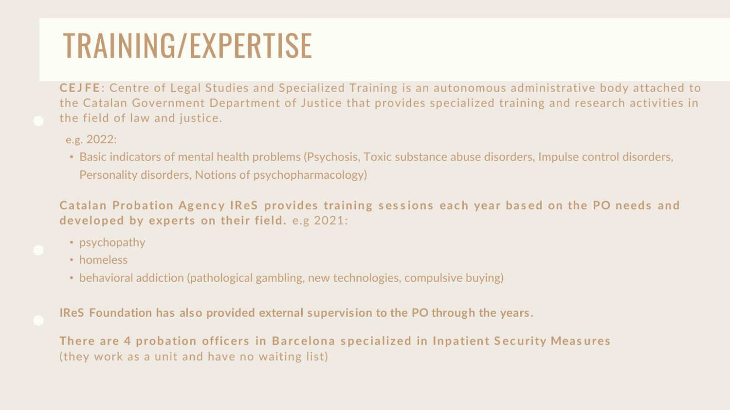# TRAINING/EXPERTISE

**CEJFE**: Centre of Legal Studies and Specialized Training is an autonomous administrative body attached to the Catalan Government Department of Justice that provides specialized training and research activities in the field of law and justice.

e.g. 2022:

- Basic indicators of mental health problems (Psychosis, Toxic substance abuse disorders, Impulse control disorders, Personality disorders, Notions of psychopharmacology)

**Catalan Probation Agency IReS provides training sessions each year based on the PO needs and developed by experts on their field.** e.g 2021:

- psychopathy
- homeless
- behavioral addiction (pathological gambling, new technologies, compulsive buying)

**IReS Foundation has also provided external supervision to the PO through the years.**

**There are 4 probation officers in Barcelona specialized in Inpatient Security Measures** (they work as a unit and have no waiting list)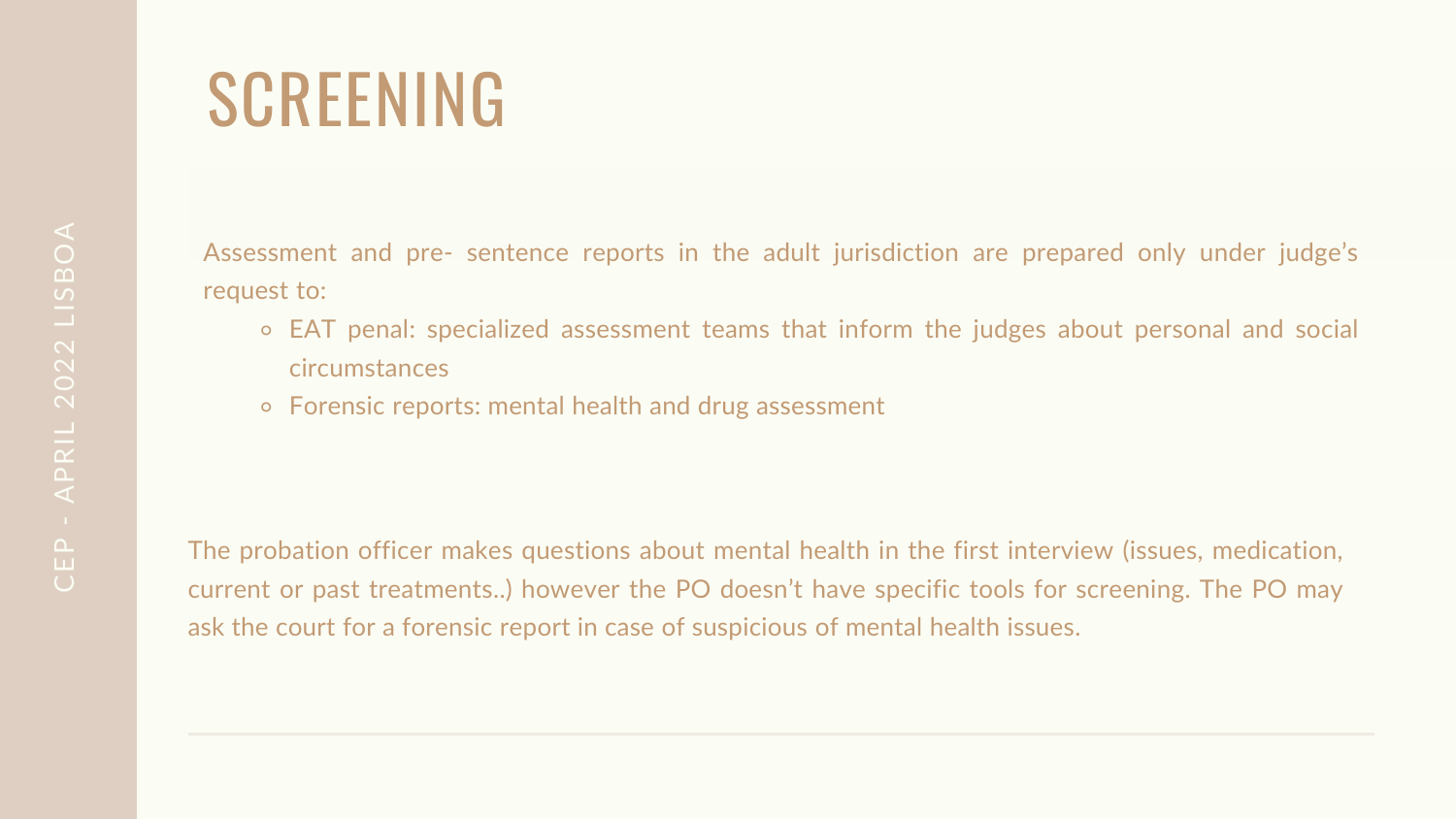# SCREENING

Assessment and pre- sentence reports in the adult jurisdiction are prepared only under judge's request to:

- EAT penal: specialized assessment teams that inform the judges about personal and social circumstances
- Forensic reports: mental health and drug assessment

The probation officer makes questions about mental health in the first interview (issues, medication, current or past treatments..) however the PO doesn't have specific tools for screening. The PO may ask the court for a forensic report in case of suspicious of mental health issues.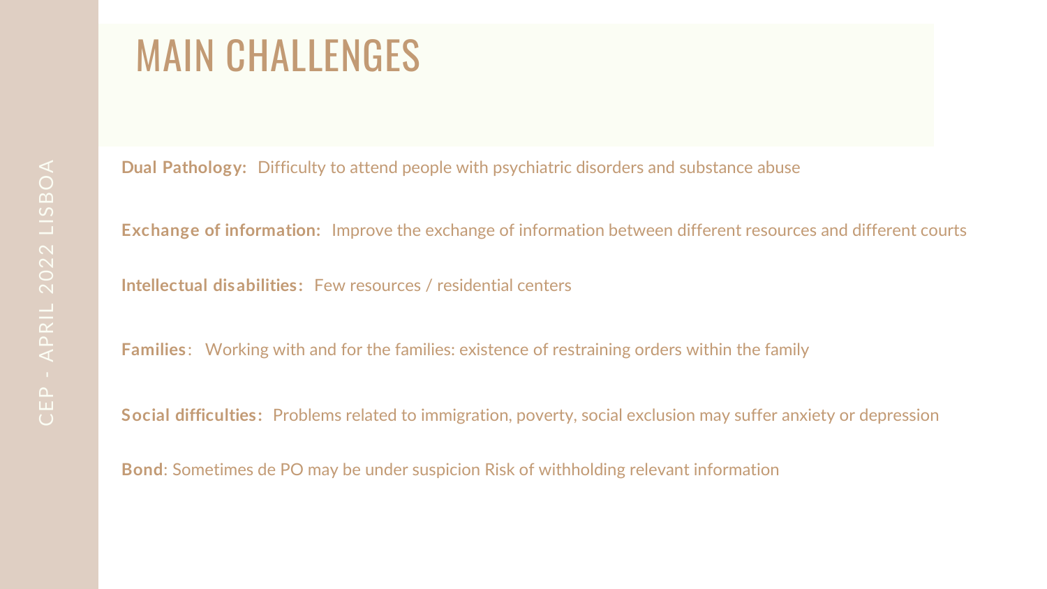# MAIN CHALLENGES

**Dual Pathology:** Difficulty to attend people with psychiatric disorders and substance abuse

**Exchange of information:** Improve the exchange of information between different resources and different courts

**Intellectual disabilities:** Few resources / residential centers

**Families**: Working with and for the families: existence of restraining orders within the family

**Social difficulties:** Problems related to immigration, poverty, social exclusion may suffer anxiety or depression

**Bond**: Sometimes de PO may be under suspicion Risk of withholding relevant information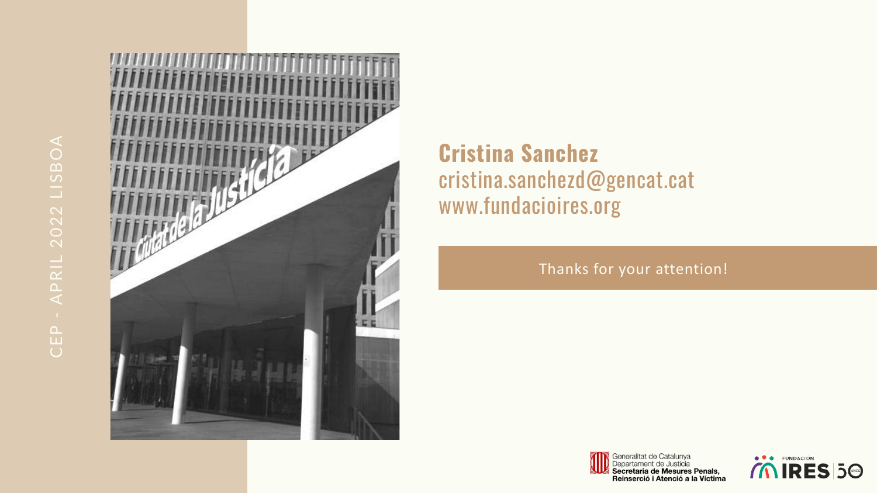CEP - APRIL 2022 LISBOA

**Cristina Sanchez**

cristina.sanchezd@gencat.cat

www.fundacioires.org

Thanks for your attention!

Generalitat de Catalunya
Departament de Justícia
**Secretaria de Mesures Penals, Reinserció i Atenció a la Víctima**

FUNDACIÓN IRES 50